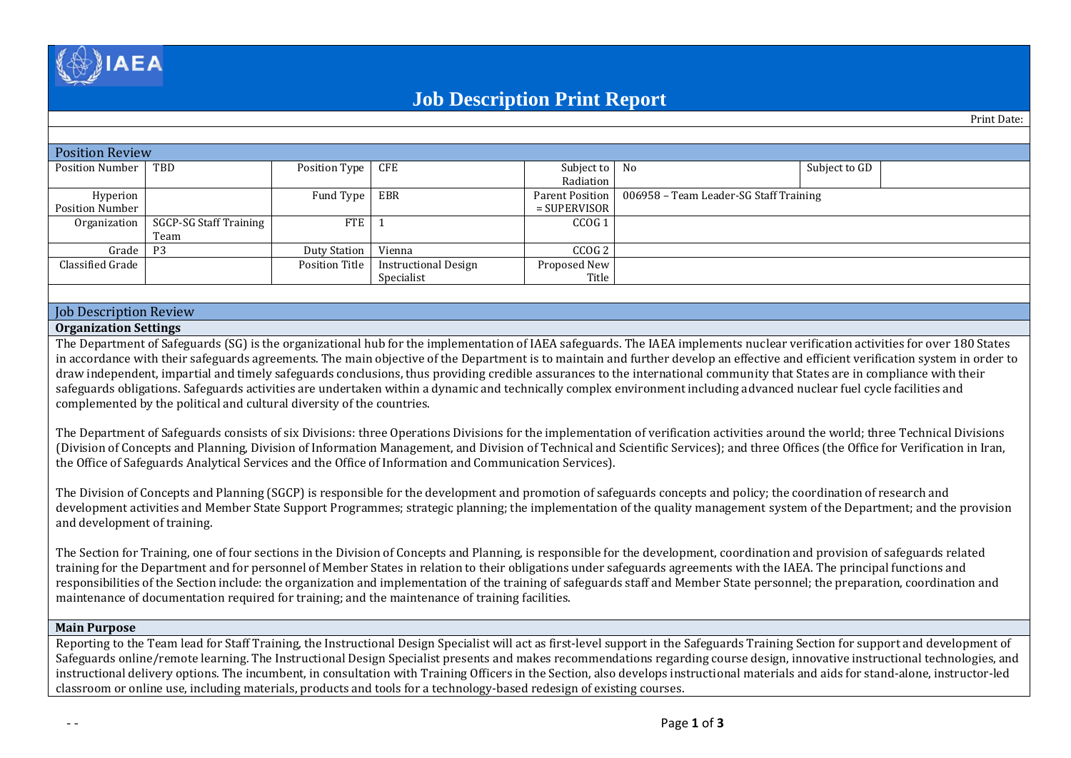# Job Description Print Report

Print Date:

## Position Review

| Position Number | TBD | Position Type | CFE | Subject to Radiation | No | Subject to GD | |
|---|---|---|---|---|---|---|---|
| Hyperion Position Number | | Fund Type | EBR | Parent Position = SUPERVISOR | 006958 – Team Leader-SG Staff Training | | |
| Organization | SGCP-SG Staff Training Team | FTE | 1 | CCOG 1 | | | |
| Grade | P3 | Duty Station | Vienna | CCOG 2 | | | |
| Classified Grade | | Position Title | Instructional Design Specialist | Proposed New Title | | | |

## Job Description Review

### Organization Settings

The Department of Safeguards (SG) is the organizational hub for the implementation of IAEA safeguards. The IAEA implements nuclear verification activities for over 180 States in accordance with their safeguards agreements. The main objective of the Department is to maintain and further develop an effective and efficient verification system in order to draw independent, impartial and timely safeguards conclusions, thus providing credible assurances to the international community that States are in compliance with their safeguards obligations. Safeguards activities are undertaken within a dynamic and technically complex environment including advanced nuclear fuel cycle facilities and complemented by the political and cultural diversity of the countries.

The Department of Safeguards consists of six Divisions: three Operations Divisions for the implementation of verification activities around the world; three Technical Divisions (Division of Concepts and Planning, Division of Information Management, and Division of Technical and Scientific Services); and three Offices (the Office for Verification in Iran, the Office of Safeguards Analytical Services and the Office of Information and Communication Services).

The Division of Concepts and Planning (SGCP) is responsible for the development and promotion of safeguards concepts and policy; the coordination of research and development activities and Member State Support Programmes; strategic planning; the implementation of the quality management system of the Department; and the provision and development of training.

The Section for Training, one of four sections in the Division of Concepts and Planning, is responsible for the development, coordination and provision of safeguards related training for the Department and for personnel of Member States in relation to their obligations under safeguards agreements with the IAEA. The principal functions and responsibilities of the Section include: the organization and implementation of the training of safeguards staff and Member State personnel; the preparation, coordination and maintenance of documentation required for training; and the maintenance of training facilities.

### Main Purpose

Reporting to the Team lead for Staff Training, the Instructional Design Specialist will act as first-level support in the Safeguards Training Section for support and development of Safeguards online/remote learning. The Instructional Design Specialist presents and makes recommendations regarding course design, innovative instructional technologies, and instructional delivery options. The incumbent, in consultation with Training Officers in the Section, also develops instructional materials and aids for stand-alone, instructor-led classroom or online use, including materials, products and tools for a technology-based redesign of existing courses.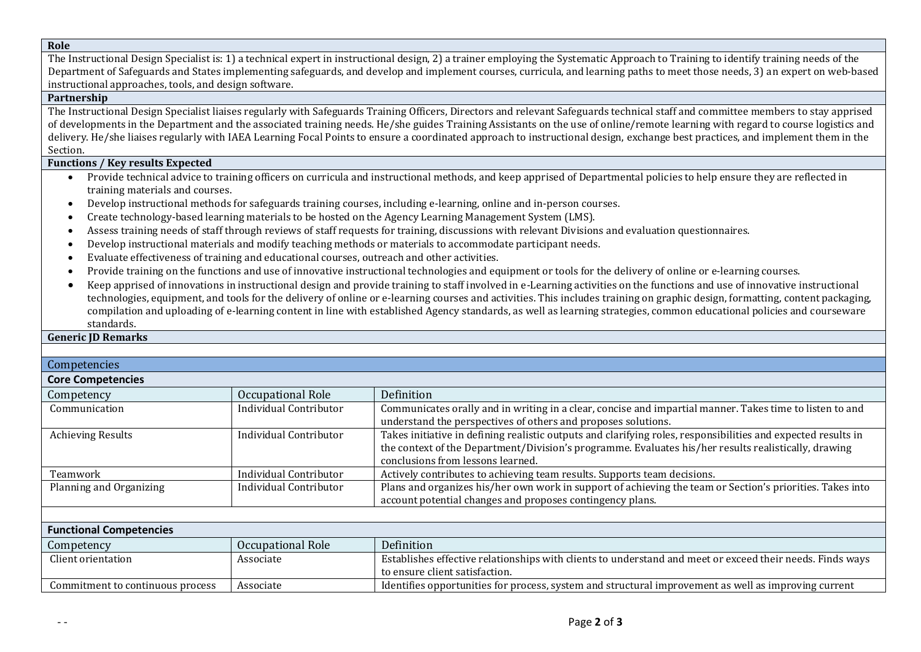## Role

The Instructional Design Specialist is: 1) a technical expert in instructional design, 2) a trainer employing the Systematic Approach to Training to identify training needs of the Department of Safeguards and States implementing safeguards, and develop and implement courses, curricula, and learning paths to meet those needs, 3) an expert on web-based instructional approaches, tools, and design software.

## Partnership

The Instructional Design Specialist liaises regularly with Safeguards Training Officers, Directors and relevant Safeguards technical staff and committee members to stay apprised of developments in the Department and the associated training needs. He/she guides Training Assistants on the use of online/remote learning with regard to course logistics and delivery. He/she liaises regularly with IAEA Learning Focal Points to ensure a coordinated approach to instructional design, exchange best practices, and implement them in the Section.

## Functions / Key results Expected

- Provide technical advice to training officers on curricula and instructional methods, and keep apprised of Departmental policies to help ensure they are reflected in training materials and courses.
- Develop instructional methods for safeguards training courses, including e-learning, online and in-person courses.
- Create technology-based learning materials to be hosted on the Agency Learning Management System (LMS).
- Assess training needs of staff through reviews of staff requests for training, discussions with relevant Divisions and evaluation questionnaires.
- Develop instructional materials and modify teaching methods or materials to accommodate participant needs.
- Evaluate effectiveness of training and educational courses, outreach and other activities.
- Provide training on the functions and use of innovative instructional technologies and equipment or tools for the delivery of online or e-learning courses.
- Keep apprised of innovations in instructional design and provide training to staff involved in e-Learning activities on the functions and use of innovative instructional technologies, equipment, and tools for the delivery of online or e-learning courses and activities. This includes training on graphic design, formatting, content packaging, compilation and uploading of e-learning content in line with established Agency standards, as well as learning strategies, common educational policies and courseware standards.

## Generic JD Remarks

## Competencies

### Core Competencies

| Competency | Occupational Role | Definition |
|---|---|---|
| Communication | Individual Contributor | Communicates orally and in writing in a clear, concise and impartial manner. Takes time to listen to and understand the perspectives of others and proposes solutions. |
| Achieving Results | Individual Contributor | Takes initiative in defining realistic outputs and clarifying roles, responsibilities and expected results in the context of the Department/Division's programme. Evaluates his/her results realistically, drawing conclusions from lessons learned. |
| Teamwork | Individual Contributor | Actively contributes to achieving team results. Supports team decisions. |
| Planning and Organizing | Individual Contributor | Plans and organizes his/her own work in support of achieving the team or Section's priorities. Takes into account potential changes and proposes contingency plans. |

### Functional Competencies

| Competency | Occupational Role | Definition |
|---|---|---|
| Client orientation | Associate | Establishes effective relationships with clients to understand and meet or exceed their needs. Finds ways to ensure client satisfaction. |
| Commitment to continuous process | Associate | Identifies opportunities for process, system and structural improvement as well as improving current |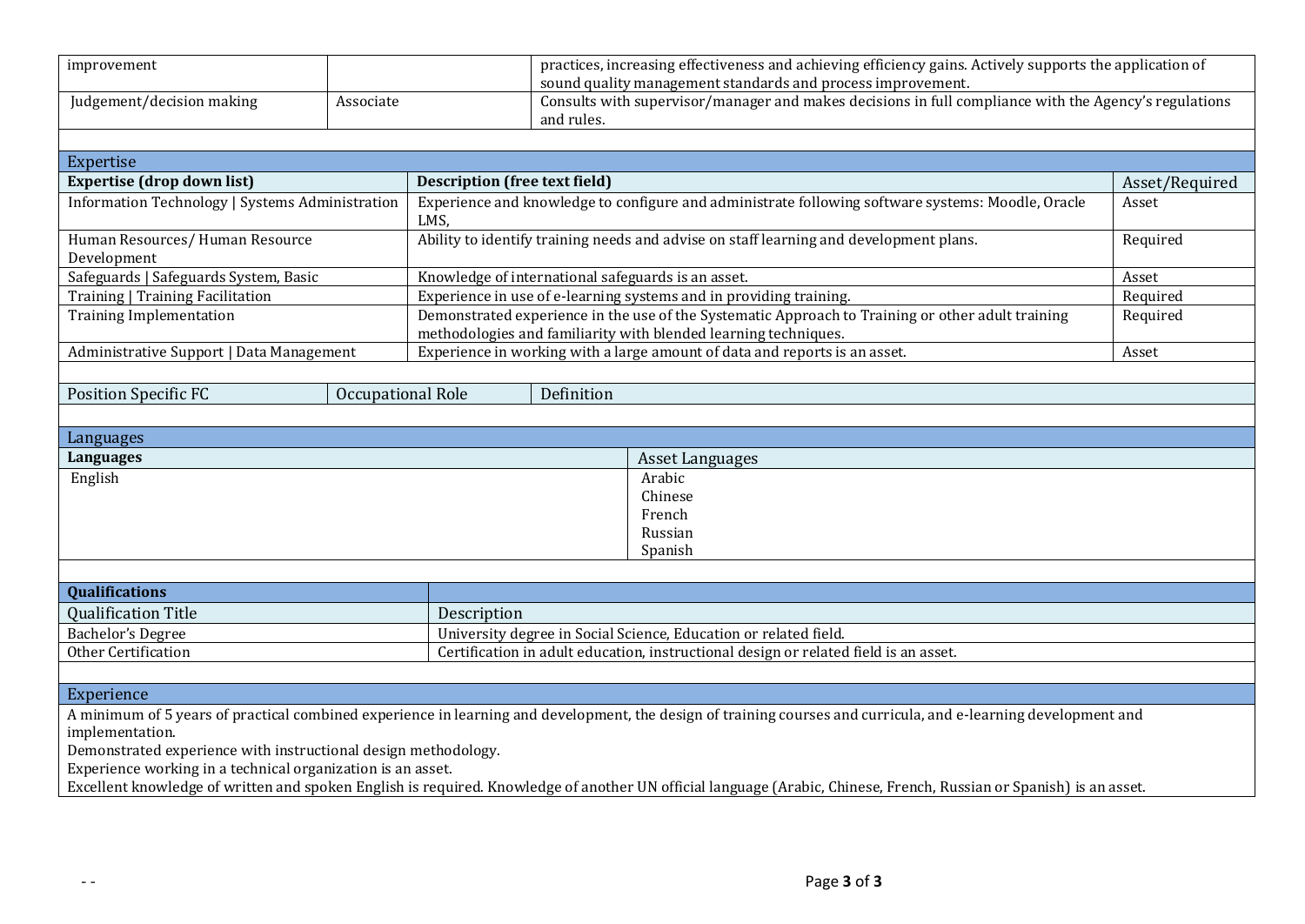| | | |
|---|---|---|
| improvement | | practices, increasing effectiveness and achieving efficiency gains. Actively supports the application of sound quality management standards and process improvement. |
| Judgement/decision making | Associate | Consults with supervisor/manager and makes decisions in full compliance with the Agency's regulations and rules. |

## Expertise

| Expertise (drop down list) | Description (free text field) | Asset/Required |
|---|---|---|
| Information Technology \| Systems Administration | Experience and knowledge to configure and administrate following software systems: Moodle, Oracle LMS, | Asset |
| Human Resources/ Human Resource Development | Ability to identify training needs and advise on staff learning and development plans. | Required |
| Safeguards \| Safeguards System, Basic | Knowledge of international safeguards is an asset. | Asset |
| Training \| Training Facilitation | Experience in use of e-learning systems and in providing training. | Required |
| Training Implementation | Demonstrated experience in the use of the Systematic Approach to Training or other adult training methodologies and familiarity with blended learning techniques. | Required |
| Administrative Support \| Data Management | Experience in working with a large amount of data and reports is an asset. | Asset |

| Position Specific FC | Occupational Role | Definition |
|---|---|---|

## Languages

| Languages | Asset Languages |
|---|---|
| English | Arabic<br>Chinese<br>French<br>Russian<br>Spanish |

## Qualifications

| Qualification Title | Description |
|---|---|
| Bachelor's Degree | University degree in Social Science, Education or related field. |
| Other Certification | Certification in adult education, instructional design or related field is an asset. |

## Experience

A minimum of 5 years of practical combined experience in learning and development, the design of training courses and curricula, and e-learning development and implementation.

Demonstrated experience with instructional design methodology.

Experience working in a technical organization is an asset.

Excellent knowledge of written and spoken English is required. Knowledge of another UN official language (Arabic, Chinese, French, Russian or Spanish) is an asset.